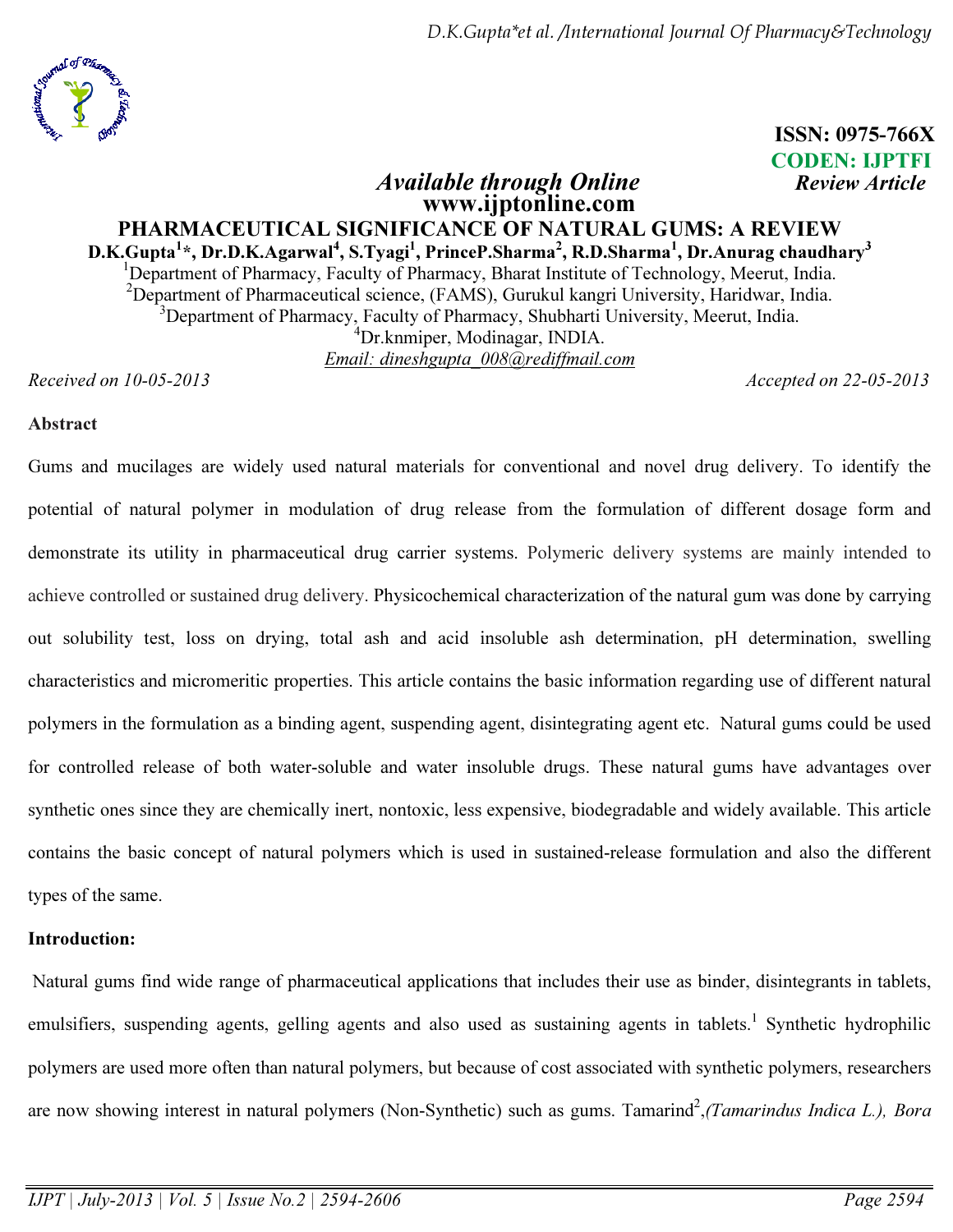ISSN: 0975-766X

CODEN: IJPTFI

*Available through Online* *Review Article*

**www.ijptonline.com**

# PHARMACEUTICAL SIGNIFICANCE OF NATURAL GUMS: A REVIEW

**D.K.Gupta[1]\*, Dr.D.K.Agarwal[4], S.Tyagi[1], PrinceP.Sharma[2], R.D.Sharma[1], Dr.Anurag chaudhary[3]**

[1]Department of Pharmacy, Faculty of Pharmacy, Bharat Institute of Technology, Meerut, India.

[2]Department of Pharmaceutical science, (FAMS), Gurukul kangri University, Haridwar, India.

[3]Department of Pharmacy, Faculty of Pharmacy, Shubharti University, Meerut, India.

[4]Dr.knmiper, Modinagar, INDIA.

*Email: dineshgupta_008@rediffmail.com*

*Received on 10-05-2013* *Accepted on 22-05-2013*

## Abstract

Gums and mucilages are widely used natural materials for conventional and novel drug delivery. To identify the potential of natural polymer in modulation of drug release from the formulation of different dosage form and demonstrate its utility in pharmaceutical drug carrier systems. Polymeric delivery systems are mainly intended to achieve controlled or sustained drug delivery. Physicochemical characterization of the natural gum was done by carrying out solubility test, loss on drying, total ash and acid insoluble ash determination, pH determination, swelling characteristics and micromeritic properties. This article contains the basic information regarding use of different natural polymers in the formulation as a binding agent, suspending agent, disintegrating agent etc. Natural gums could be used for controlled release of both water-soluble and water insoluble drugs. These natural gums have advantages over synthetic ones since they are chemically inert, nontoxic, less expensive, biodegradable and widely available. This article contains the basic concept of natural polymers which is used in sustained-release formulation and also the different types of the same.

## Introduction:

Natural gums find wide range of pharmaceutical applications that includes their use as binder, disintegrants in tablets, emulsifiers, suspending agents, gelling agents and also used as sustaining agents in tablets.[1] Synthetic hydrophilic polymers are used more often than natural polymers, but because of cost associated with synthetic polymers, researchers are now showing interest in natural polymers (Non-Synthetic) such as gums. Tamarind[2],*(Tamarindus Indica L.), Bora*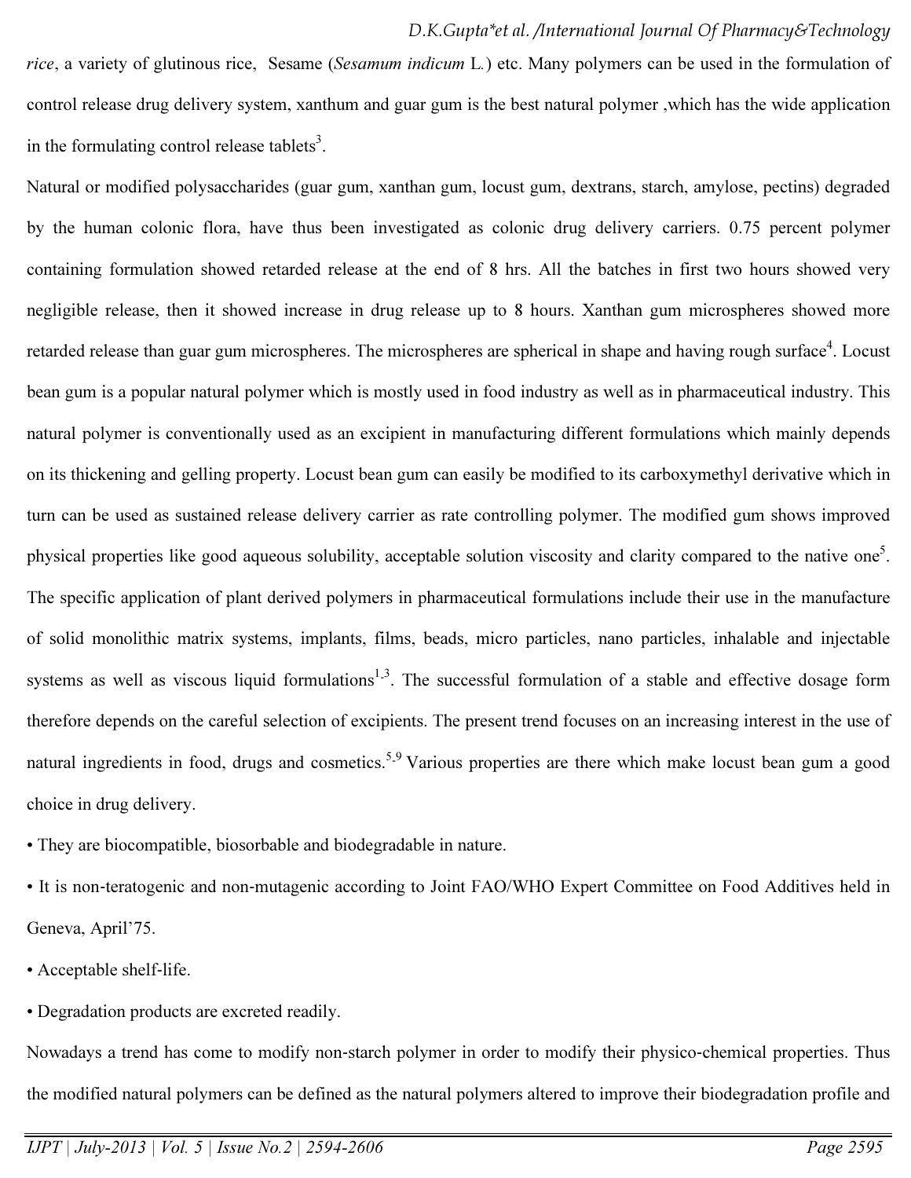*rice*, a variety of glutinous rice, Sesame (*Sesamum indicum* L.) etc. Many polymers can be used in the formulation of control release drug delivery system, xanthum and guar gum is the best natural polymer ,which has the wide application in the formulating control release tablets[3].

Natural or modified polysaccharides (guar gum, xanthan gum, locust gum, dextrans, starch, amylose, pectins) degraded by the human colonic flora, have thus been investigated as colonic drug delivery carriers. 0.75 percent polymer containing formulation showed retarded release at the end of 8 hrs. All the batches in first two hours showed very negligible release, then it showed increase in drug release up to 8 hours. Xanthan gum microspheres showed more retarded release than guar gum microspheres. The microspheres are spherical in shape and having rough surface[4]. Locust bean gum is a popular natural polymer which is mostly used in food industry as well as in pharmaceutical industry. This natural polymer is conventionally used as an excipient in manufacturing different formulations which mainly depends on its thickening and gelling property. Locust bean gum can easily be modified to its carboxymethyl derivative which in turn can be used as sustained release delivery carrier as rate controlling polymer. The modified gum shows improved physical properties like good aqueous solubility, acceptable solution viscosity and clarity compared to the native one[5]. The specific application of plant derived polymers in pharmaceutical formulations include their use in the manufacture of solid monolithic matrix systems, implants, films, beads, micro particles, nano particles, inhalable and injectable systems as well as viscous liquid formulations[1-3]. The successful formulation of a stable and effective dosage form therefore depends on the careful selection of excipients. The present trend focuses on an increasing interest in the use of natural ingredients in food, drugs and cosmetics.[5-9] Various properties are there which make locust bean gum a good choice in drug delivery.

- They are biocompatible, biosorbable and biodegradable in nature.
- It is non-teratogenic and non-mutagenic according to Joint FAO/WHO Expert Committee on Food Additives held in Geneva, April'75.
- Acceptable shelf-life.
- Degradation products are excreted readily.

Nowadays a trend has come to modify non-starch polymer in order to modify their physico-chemical properties. Thus the modified natural polymers can be defined as the natural polymers altered to improve their biodegradation profile and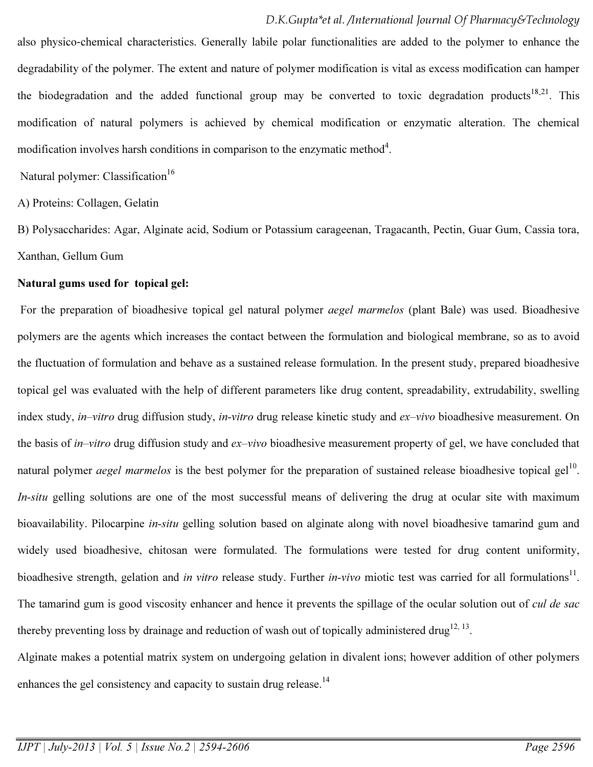also physico-chemical characteristics. Generally labile polar functionalities are added to the polymer to enhance the degradability of the polymer. The extent and nature of polymer modification is vital as excess modification can hamper the biodegradation and the added functional group may be converted to toxic degradation products[18-21]. This modification of natural polymers is achieved by chemical modification or enzymatic alteration. The chemical modification involves harsh conditions in comparison to the enzymatic method[4].

Natural polymer: Classification[16]

A) Proteins: Collagen, Gelatin

B) Polysaccharides: Agar, Alginate acid, Sodium or Potassium carageenan, Tragacanth, Pectin, Guar Gum, Cassia tora, Xanthan, Gellum Gum

**Natural gums used for topical gel:**

For the preparation of bioadhesive topical gel natural polymer *aegel marmelos* (plant Bale) was used. Bioadhesive polymers are the agents which increases the contact between the formulation and biological membrane, so as to avoid the fluctuation of formulation and behave as a sustained release formulation. In the present study, prepared bioadhesive topical gel was evaluated with the help of different parameters like drug content, spreadability, extrudability, swelling index study, *in–vitro* drug diffusion study, *in-vitro* drug release kinetic study and *ex–vivo* bioadhesive measurement. On the basis of *in–vitro* drug diffusion study and *ex–vivo* bioadhesive measurement property of gel, we have concluded that natural polymer *aegel marmelos* is the best polymer for the preparation of sustained release bioadhesive topical gel[10]. *In-situ* gelling solutions are one of the most successful means of delivering the drug at ocular site with maximum bioavailability. Pilocarpine *in-situ* gelling solution based on alginate along with novel bioadhesive tamarind gum and widely used bioadhesive, chitosan were formulated. The formulations were tested for drug content uniformity, bioadhesive strength, gelation and *in vitro* release study. Further *in-vivo* miotic test was carried for all formulations[11]. The tamarind gum is good viscosity enhancer and hence it prevents the spillage of the ocular solution out of *cul de sac* thereby preventing loss by drainage and reduction of wash out of topically administered drug[12, 13].

Alginate makes a potential matrix system on undergoing gelation in divalent ions; however addition of other polymers enhances the gel consistency and capacity to sustain drug release.[14]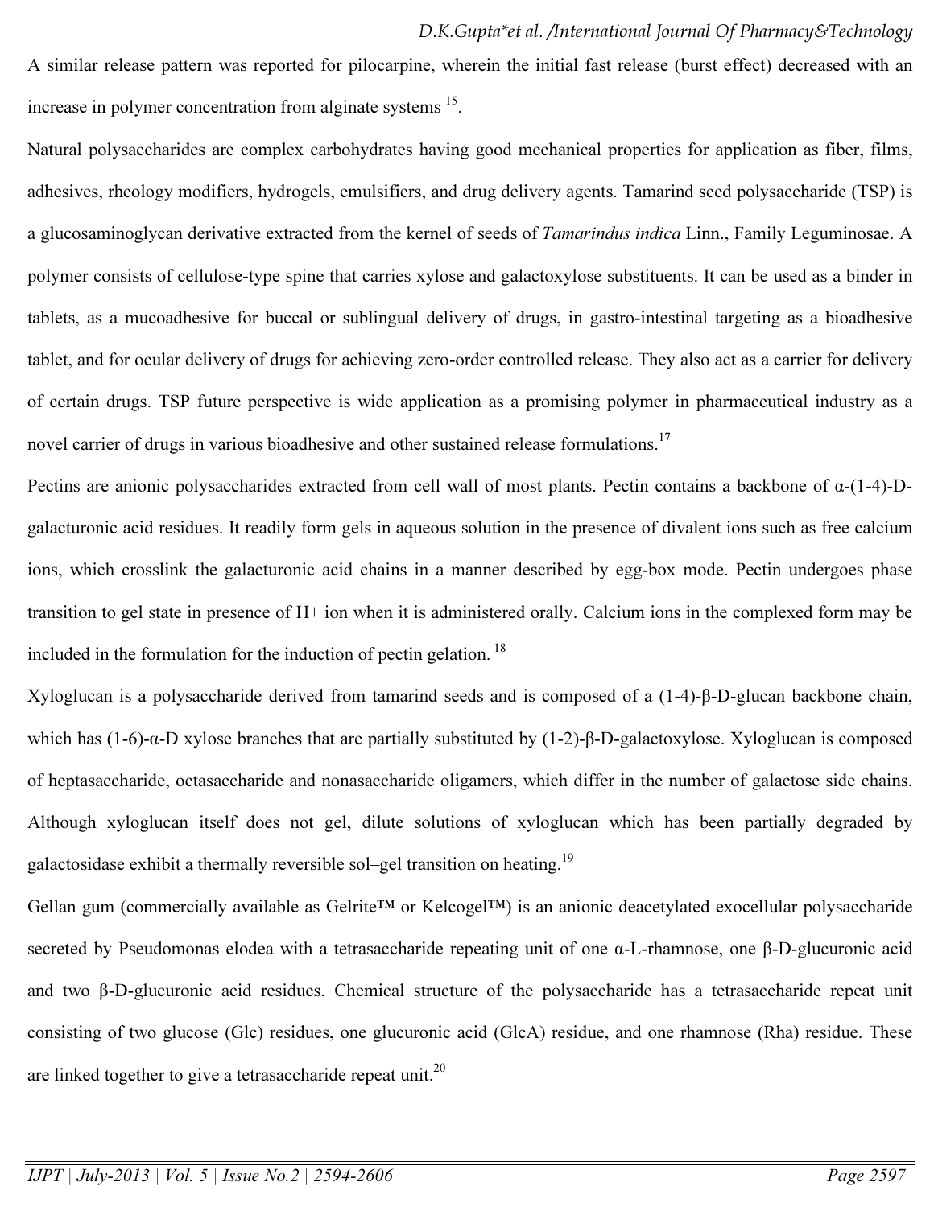A similar release pattern was reported for pilocarpine, wherein the initial fast release (burst effect) decreased with an increase in polymer concentration from alginate systems [15].

Natural polysaccharides are complex carbohydrates having good mechanical properties for application as fiber, films, adhesives, rheology modifiers, hydrogels, emulsifiers, and drug delivery agents. Tamarind seed polysaccharide (TSP) is a glucosaminoglycan derivative extracted from the kernel of seeds of *Tamarindus indica* Linn., Family Leguminosae. A polymer consists of cellulose-type spine that carries xylose and galactoxylose substituents. It can be used as a binder in tablets, as a mucoadhesive for buccal or sublingual delivery of drugs, in gastro-intestinal targeting as a bioadhesive tablet, and for ocular delivery of drugs for achieving zero-order controlled release. They also act as a carrier for delivery of certain drugs. TSP future perspective is wide application as a promising polymer in pharmaceutical industry as a novel carrier of drugs in various bioadhesive and other sustained release formulations.[17]

Pectins are anionic polysaccharides extracted from cell wall of most plants. Pectin contains a backbone of α-(1-4)-D-galacturonic acid residues. It readily form gels in aqueous solution in the presence of divalent ions such as free calcium ions, which crosslink the galacturonic acid chains in a manner described by egg-box mode. Pectin undergoes phase transition to gel state in presence of $H^+$ ion when it is administered orally. Calcium ions in the complexed form may be included in the formulation for the induction of pectin gelation. [18]

Xyloglucan is a polysaccharide derived from tamarind seeds and is composed of a (1-4)-β-D-glucan backbone chain, which has (1-6)-α-D xylose branches that are partially substituted by (1-2)-β-D-galactoxylose. Xyloglucan is composed of heptasaccharide, octasaccharide and nonasaccharide oligamers, which differ in the number of galactose side chains. Although xyloglucan itself does not gel, dilute solutions of xyloglucan which has been partially degraded by galactosidase exhibit a thermally reversible sol–gel transition on heating.[19]

Gellan gum (commercially available as Gelrite™ or Kelcogel™) is an anionic deacetylated exocellular polysaccharide secreted by Pseudomonas elodea with a tetrasaccharide repeating unit of one α-L-rhamnose, one β-D-glucuronic acid and two β-D-glucuronic acid residues. Chemical structure of the polysaccharide has a tetrasaccharide repeat unit consisting of two glucose (Glc) residues, one glucuronic acid (GlcA) residue, and one rhamnose (Rha) residue. These are linked together to give a tetrasaccharide repeat unit.[20]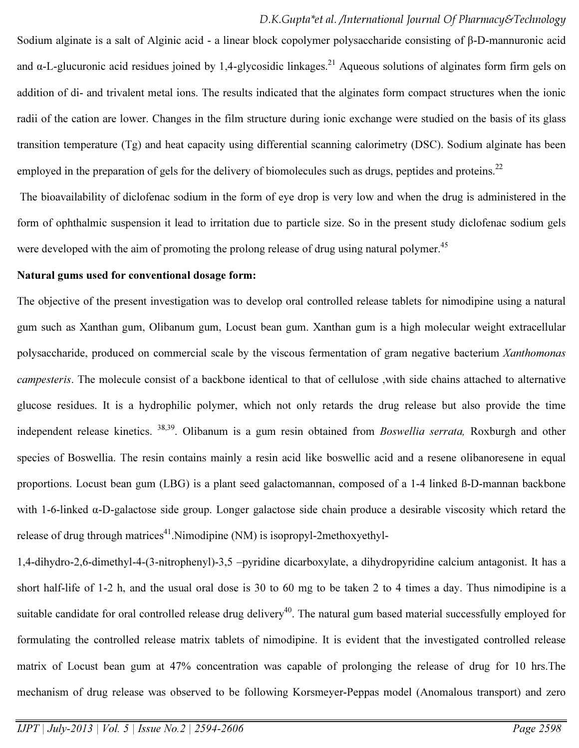Sodium alginate is a salt of Alginic acid - a linear block copolymer polysaccharide consisting of β-D-mannuronic acid and α-L-glucuronic acid residues joined by 1,4-glycosidic linkages.[21] Aqueous solutions of alginates form firm gels on addition of di- and trivalent metal ions. The results indicated that the alginates form compact structures when the ionic radii of the cation are lower. Changes in the film structure during ionic exchange were studied on the basis of its glass transition temperature (Tg) and heat capacity using differential scanning calorimetry (DSC). Sodium alginate has been employed in the preparation of gels for the delivery of biomolecules such as drugs, peptides and proteins.[22]

The bioavailability of diclofenac sodium in the form of eye drop is very low and when the drug is administered in the form of ophthalmic suspension it lead to irritation due to particle size. So in the present study diclofenac sodium gels were developed with the aim of promoting the prolong release of drug using natural polymer.[45]

**Natural gums used for conventional dosage form:**

The objective of the present investigation was to develop oral controlled release tablets for nimodipine using a natural gum such as Xanthan gum, Olibanum gum, Locust bean gum. Xanthan gum is a high molecular weight extracellular polysaccharide, produced on commercial scale by the viscous fermentation of gram negative bacterium *Xanthomonas campesteris*. The molecule consist of a backbone identical to that of cellulose ,with side chains attached to alternative glucose residues. It is a hydrophilic polymer, which not only retards the drug release but also provide the time independent release kinetics. [38,39]. Olibanum is a gum resin obtained from *Boswellia serrata,* Roxburgh and other species of Boswellia. The resin contains mainly a resin acid like boswellic acid and a resene olibanoresene in equal proportions. Locust bean gum (LBG) is a plant seed galactomannan, composed of a 1-4 linked ß-D-mannan backbone with 1-6-linked α-D-galactose side group. Longer galactose side chain produce a desirable viscosity which retard the release of drug through matrices[41].Nimodipine (NM) is isopropyl-2methoxyethyl-1,4-dihydro-2,6-dimethyl-4-(3-nitrophenyl)-3,5 –pyridine dicarboxylate, a dihydropyridine calcium antagonist. It has a short half-life of 1-2 h, and the usual oral dose is 30 to 60 mg to be taken 2 to 4 times a day. Thus nimodipine is a suitable candidate for oral controlled release drug delivery[40]. The natural gum based material successfully employed for formulating the controlled release matrix tablets of nimodipine. It is evident that the investigated controlled release matrix of Locust bean gum at 47% concentration was capable of prolonging the release of drug for 10 hrs.The mechanism of drug release was observed to be following Korsmeyer-Peppas model (Anomalous transport) and zero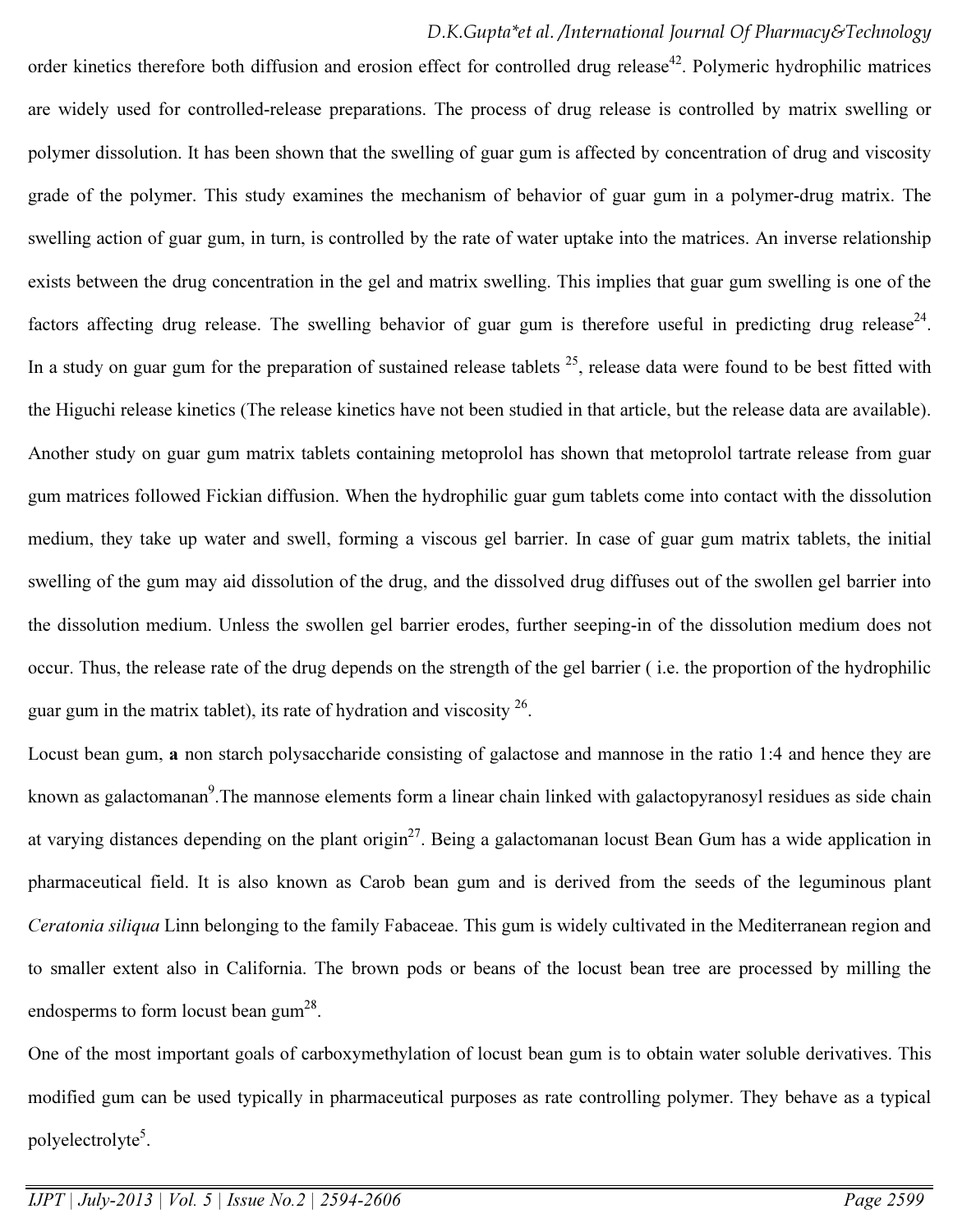order kinetics therefore both diffusion and erosion effect for controlled drug release[42]. Polymeric hydrophilic matrices are widely used for controlled-release preparations. The process of drug release is controlled by matrix swelling or polymer dissolution. It has been shown that the swelling of guar gum is affected by concentration of drug and viscosity grade of the polymer. This study examines the mechanism of behavior of guar gum in a polymer-drug matrix. The swelling action of guar gum, in turn, is controlled by the rate of water uptake into the matrices. An inverse relationship exists between the drug concentration in the gel and matrix swelling. This implies that guar gum swelling is one of the factors affecting drug release. The swelling behavior of guar gum is therefore useful in predicting drug release[24]. In a study on guar gum for the preparation of sustained release tablets [25], release data were found to be best fitted with the Higuchi release kinetics (The release kinetics have not been studied in that article, but the release data are available). Another study on guar gum matrix tablets containing metoprolol has shown that metoprolol tartrate release from guar gum matrices followed Fickian diffusion. When the hydrophilic guar gum tablets come into contact with the dissolution medium, they take up water and swell, forming a viscous gel barrier. In case of guar gum matrix tablets, the initial swelling of the gum may aid dissolution of the drug, and the dissolved drug diffuses out of the swollen gel barrier into the dissolution medium. Unless the swollen gel barrier erodes, further seeping-in of the dissolution medium does not occur. Thus, the release rate of the drug depends on the strength of the gel barrier ( i.e. the proportion of the hydrophilic guar gum in the matrix tablet), its rate of hydration and viscosity [26].

Locust bean gum, **a** non starch polysaccharide consisting of galactose and mannose in the ratio 1:4 and hence they are known as galactomanan[9].The mannose elements form a linear chain linked with galactopyranosyl residues as side chain at varying distances depending on the plant origin[27]. Being a galactomanan locust Bean Gum has a wide application in pharmaceutical field. It is also known as Carob bean gum and is derived from the seeds of the leguminous plant *Ceratonia siliqua* Linn belonging to the family Fabaceae. This gum is widely cultivated in the Mediterranean region and to smaller extent also in California. The brown pods or beans of the locust bean tree are processed by milling the endosperms to form locust bean gum[28].

One of the most important goals of carboxymethylation of locust bean gum is to obtain water soluble derivatives. This modified gum can be used typically in pharmaceutical purposes as rate controlling polymer. They behave as a typical polyelectrolyte[5].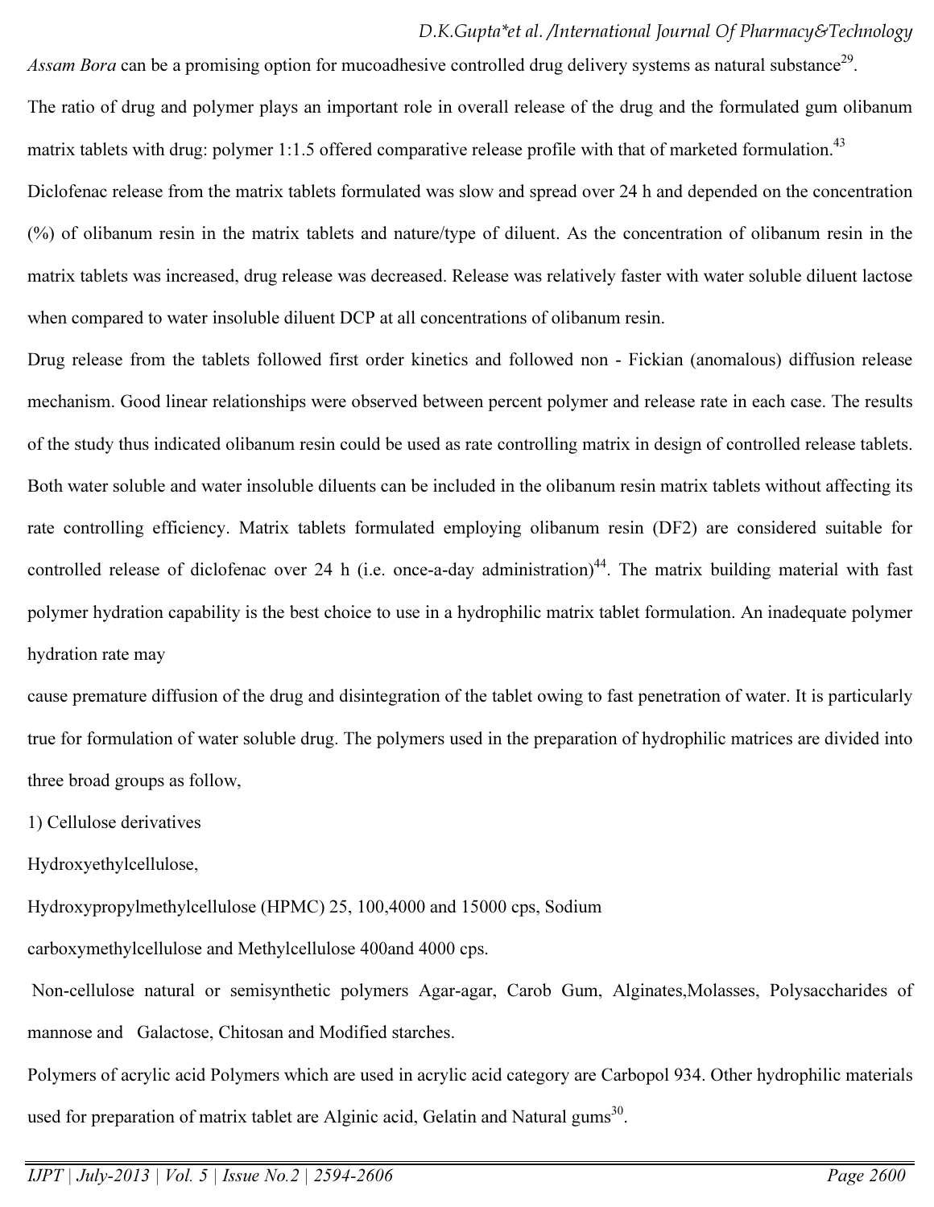*Assam Bora* can be a promising option for mucoadhesive controlled drug delivery systems as natural substance[29].

The ratio of drug and polymer plays an important role in overall release of the drug and the formulated gum olibanum matrix tablets with drug: polymer 1:1.5 offered comparative release profile with that of marketed formulation.[43]

Diclofenac release from the matrix tablets formulated was slow and spread over 24 h and depended on the concentration (%) of olibanum resin in the matrix tablets and nature/type of diluent. As the concentration of olibanum resin in the matrix tablets was increased, drug release was decreased. Release was relatively faster with water soluble diluent lactose when compared to water insoluble diluent DCP at all concentrations of olibanum resin.

Drug release from the tablets followed first order kinetics and followed non - Fickian (anomalous) diffusion release mechanism. Good linear relationships were observed between percent polymer and release rate in each case. The results of the study thus indicated olibanum resin could be used as rate controlling matrix in design of controlled release tablets. Both water soluble and water insoluble diluents can be included in the olibanum resin matrix tablets without affecting its rate controlling efficiency. Matrix tablets formulated employing olibanum resin (DF2) are considered suitable for controlled release of diclofenac over 24 h (i.e. once-a-day administration)[44]. The matrix building material with fast polymer hydration capability is the best choice to use in a hydrophilic matrix tablet formulation. An inadequate polymer hydration rate may

cause premature diffusion of the drug and disintegration of the tablet owing to fast penetration of water. It is particularly true for formulation of water soluble drug. The polymers used in the preparation of hydrophilic matrices are divided into three broad groups as follow,

1) Cellulose derivatives

Hydroxyethylcellulose,

Hydroxypropylmethylcellulose (HPMC) 25, 100,4000 and 15000 cps, Sodium

carboxymethylcellulose and Methylcellulose 400and 4000 cps.

Non-cellulose natural or semisynthetic polymers Agar-agar, Carob Gum, Alginates,Molasses, Polysaccharides of mannose and Galactose, Chitosan and Modified starches.

Polymers of acrylic acid Polymers which are used in acrylic acid category are Carbopol 934. Other hydrophilic materials used for preparation of matrix tablet are Alginic acid, Gelatin and Natural gums[30].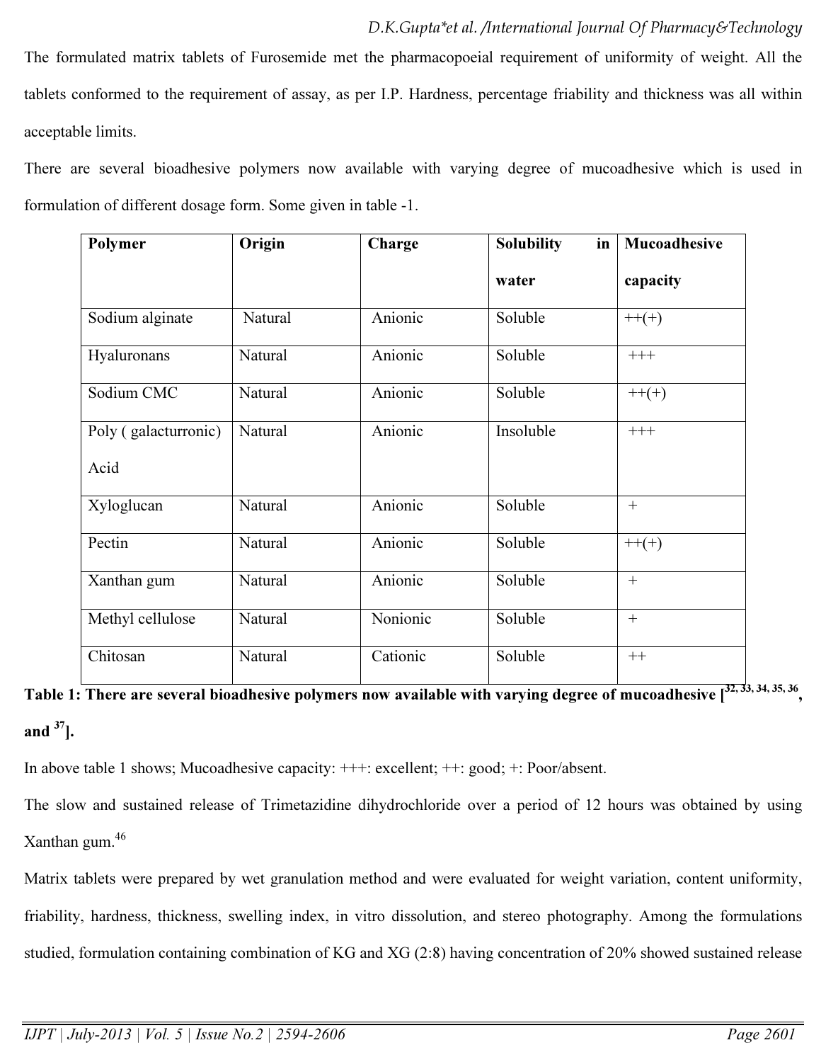The formulated matrix tablets of Furosemide met the pharmacopoeial requirement of uniformity of weight. All the tablets conformed to the requirement of assay, as per I.P. Hardness, percentage friability and thickness was all within acceptable limits.

There are several bioadhesive polymers now available with varying degree of mucoadhesive which is used in formulation of different dosage form. Some given in table -1.

| Polymer | Origin | Charge | Solubility in water | Mucoadhesive capacity |
|---|---|---|---|---|
| Sodium alginate | Natural | Anionic | Soluble | ++(+) |
| Hyaluronans | Natural | Anionic | Soluble | +++ |
| Sodium CMC | Natural | Anionic | Soluble | ++(+) |
| Poly ( galacturronic) Acid | Natural | Anionic | Insoluble | +++ |
| Xyloglucan | Natural | Anionic | Soluble | + |
| Pectin | Natural | Anionic | Soluble | ++(+) |
| Xanthan gum | Natural | Anionic | Soluble | + |
| Methyl cellulose | Natural | Nonionic | Soluble | + |
| Chitosan | Natural | Cationic | Soluble | ++ |

**Table 1: There are several bioadhesive polymers now available with varying degree of mucoadhesive [[32, 33, 34, 35, 36], and [37]].**

In above table 1 shows; Mucoadhesive capacity: +++: excellent; ++: good; +: Poor/absent.

The slow and sustained release of Trimetazidine dihydrochloride over a period of 12 hours was obtained by using Xanthan gum.[46]

Matrix tablets were prepared by wet granulation method and were evaluated for weight variation, content uniformity, friability, hardness, thickness, swelling index, in vitro dissolution, and stereo photography. Among the formulations studied, formulation containing combination of KG and XG (2:8) having concentration of 20% showed sustained release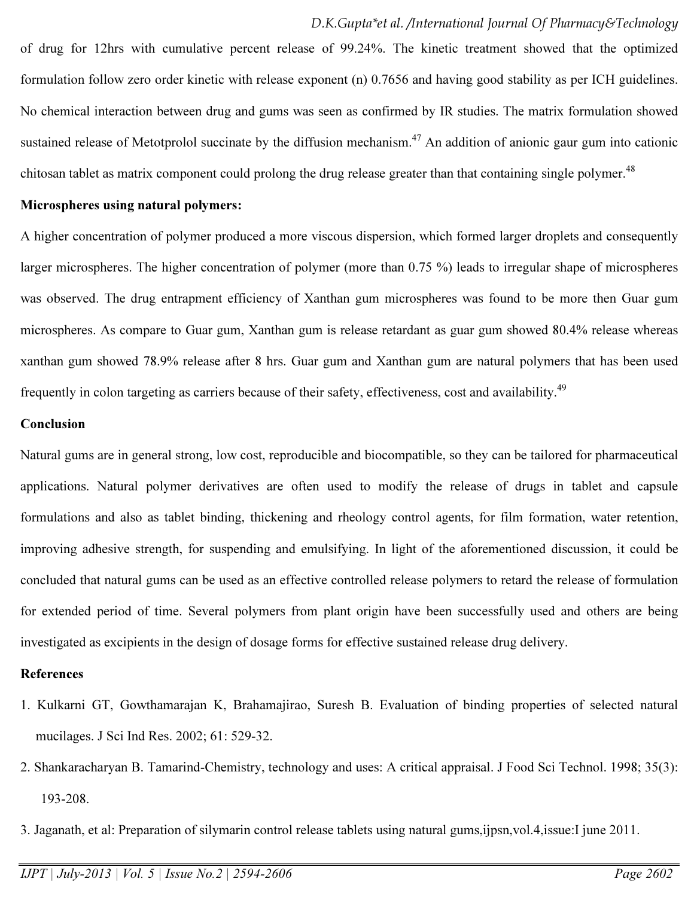of drug for 12hrs with cumulative percent release of 99.24%. The kinetic treatment showed that the optimized formulation follow zero order kinetic with release exponent (n) 0.7656 and having good stability as per ICH guidelines. No chemical interaction between drug and gums was seen as confirmed by IR studies. The matrix formulation showed sustained release of Metotprolol succinate by the diffusion mechanism.[47] An addition of anionic gaur gum into cationic chitosan tablet as matrix component could prolong the drug release greater than that containing single polymer.[48]

**Microspheres using natural polymers:**

A higher concentration of polymer produced a more viscous dispersion, which formed larger droplets and consequently larger microspheres. The higher concentration of polymer (more than 0.75 %) leads to irregular shape of microspheres was observed. The drug entrapment efficiency of Xanthan gum microspheres was found to be more then Guar gum microspheres. As compare to Guar gum, Xanthan gum is release retardant as guar gum showed 80.4% release whereas xanthan gum showed 78.9% release after 8 hrs. Guar gum and Xanthan gum are natural polymers that has been used frequently in colon targeting as carriers because of their safety, effectiveness, cost and availability.[49]

**Conclusion**

Natural gums are in general strong, low cost, reproducible and biocompatible, so they can be tailored for pharmaceutical applications. Natural polymer derivatives are often used to modify the release of drugs in tablet and capsule formulations and also as tablet binding, thickening and rheology control agents, for film formation, water retention, improving adhesive strength, for suspending and emulsifying. In light of the aforementioned discussion, it could be concluded that natural gums can be used as an effective controlled release polymers to retard the release of formulation for extended period of time. Several polymers from plant origin have been successfully used and others are being investigated as excipients in the design of dosage forms for effective sustained release drug delivery.

**References**

1. Kulkarni GT, Gowthamarajan K, Brahamajirao, Suresh B. Evaluation of binding properties of selected natural mucilages. J Sci Ind Res. 2002; 61: 529-32.
2. Shankaracharyan B. Tamarind-Chemistry, technology and uses: A critical appraisal. J Food Sci Technol. 1998; 35(3): 193-208.
3. Jaganath, et al: Preparation of silymarin control release tablets using natural gums,ijpsn,vol.4,issue:I june 2011.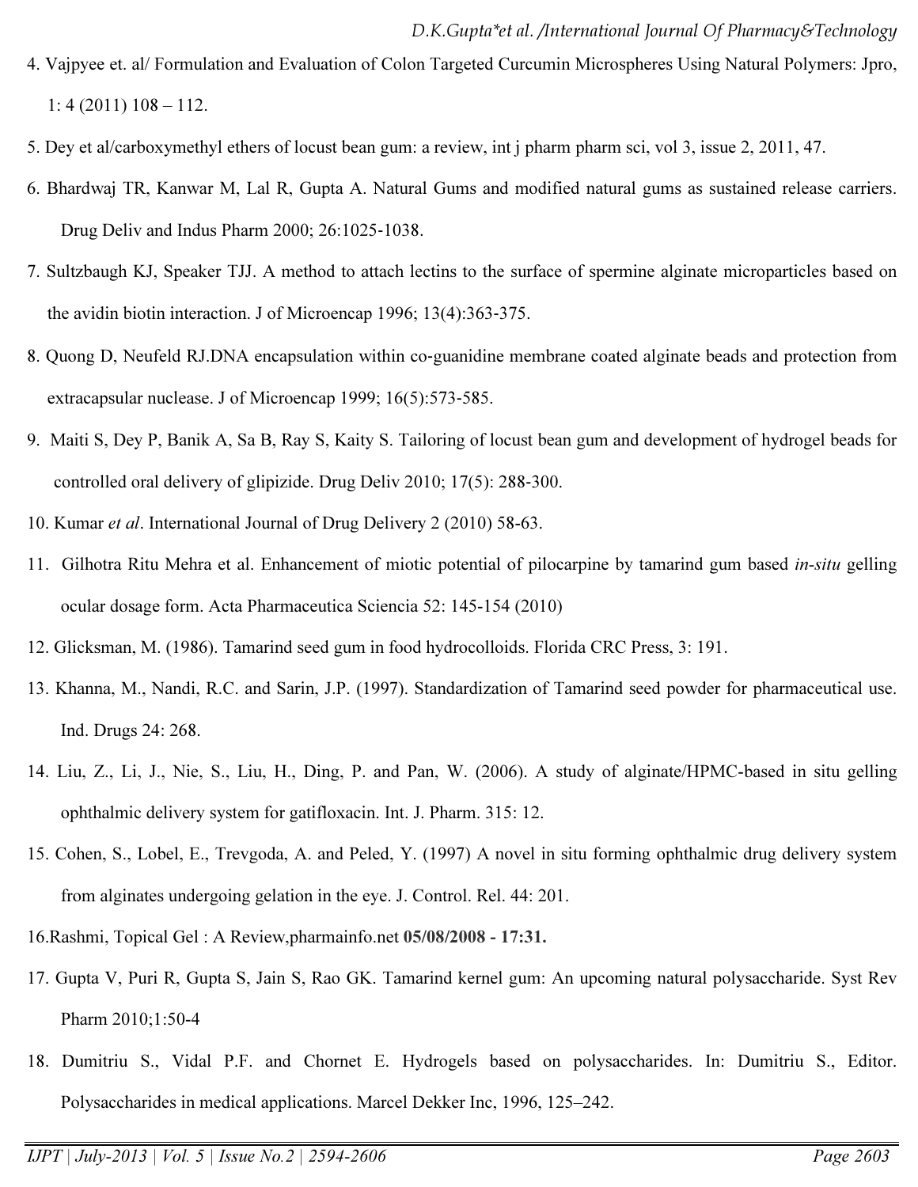4. Vajpyee et. al/ Formulation and Evaluation of Colon Targeted Curcumin Microspheres Using Natural Polymers: Jpro, 1: 4 (2011) 108 – 112.

5. Dey et al/carboxymethyl ethers of locust bean gum: a review, int j pharm pharm sci, vol 3, issue 2, 2011, 47.

6. Bhardwaj TR, Kanwar M, Lal R, Gupta A. Natural Gums and modified natural gums as sustained release carriers. Drug Deliv and Indus Pharm 2000; 26:1025-1038.

7. Sultzbaugh KJ, Speaker TJJ. A method to attach lectins to the surface of spermine alginate microparticles based on the avidin biotin interaction. J of Microencap 1996; 13(4):363-375.

8. Quong D, Neufeld RJ.DNA encapsulation within co-guanidine membrane coated alginate beads and protection from extracapsular nuclease. J of Microencap 1999; 16(5):573-585.

9. Maiti S, Dey P, Banik A, Sa B, Ray S, Kaity S. Tailoring of locust bean gum and development of hydrogel beads for controlled oral delivery of glipizide. Drug Deliv 2010; 17(5): 288-300.

10. Kumar *et al*. International Journal of Drug Delivery 2 (2010) 58-63.

11. Gilhotra Ritu Mehra et al. Enhancement of miotic potential of pilocarpine by tamarind gum based *in-situ* gelling ocular dosage form. Acta Pharmaceutica Sciencia 52: 145-154 (2010)

12. Glicksman, M. (1986). Tamarind seed gum in food hydrocolloids. Florida CRC Press, 3: 191.

13. Khanna, M., Nandi, R.C. and Sarin, J.P. (1997). Standardization of Tamarind seed powder for pharmaceutical use. Ind. Drugs 24: 268.

14. Liu, Z., Li, J., Nie, S., Liu, H., Ding, P. and Pan, W. (2006). A study of alginate/HPMC-based in situ gelling ophthalmic delivery system for gatifloxacin. Int. J. Pharm. 315: 12.

15. Cohen, S., Lobel, E., Trevgoda, A. and Peled, Y. (1997) A novel in situ forming ophthalmic drug delivery system from alginates undergoing gelation in the eye. J. Control. Rel. 44: 201.

16. Rashmi, Topical Gel : A Review,pharmainfo.net **05/08/2008 - 17:31.**

17. Gupta V, Puri R, Gupta S, Jain S, Rao GK. Tamarind kernel gum: An upcoming natural polysaccharide. Syst Rev Pharm 2010;1:50-4

18. Dumitriu S., Vidal P.F. and Chornet E. Hydrogels based on polysaccharides. In: Dumitriu S., Editor. Polysaccharides in medical applications. Marcel Dekker Inc, 1996, 125–242.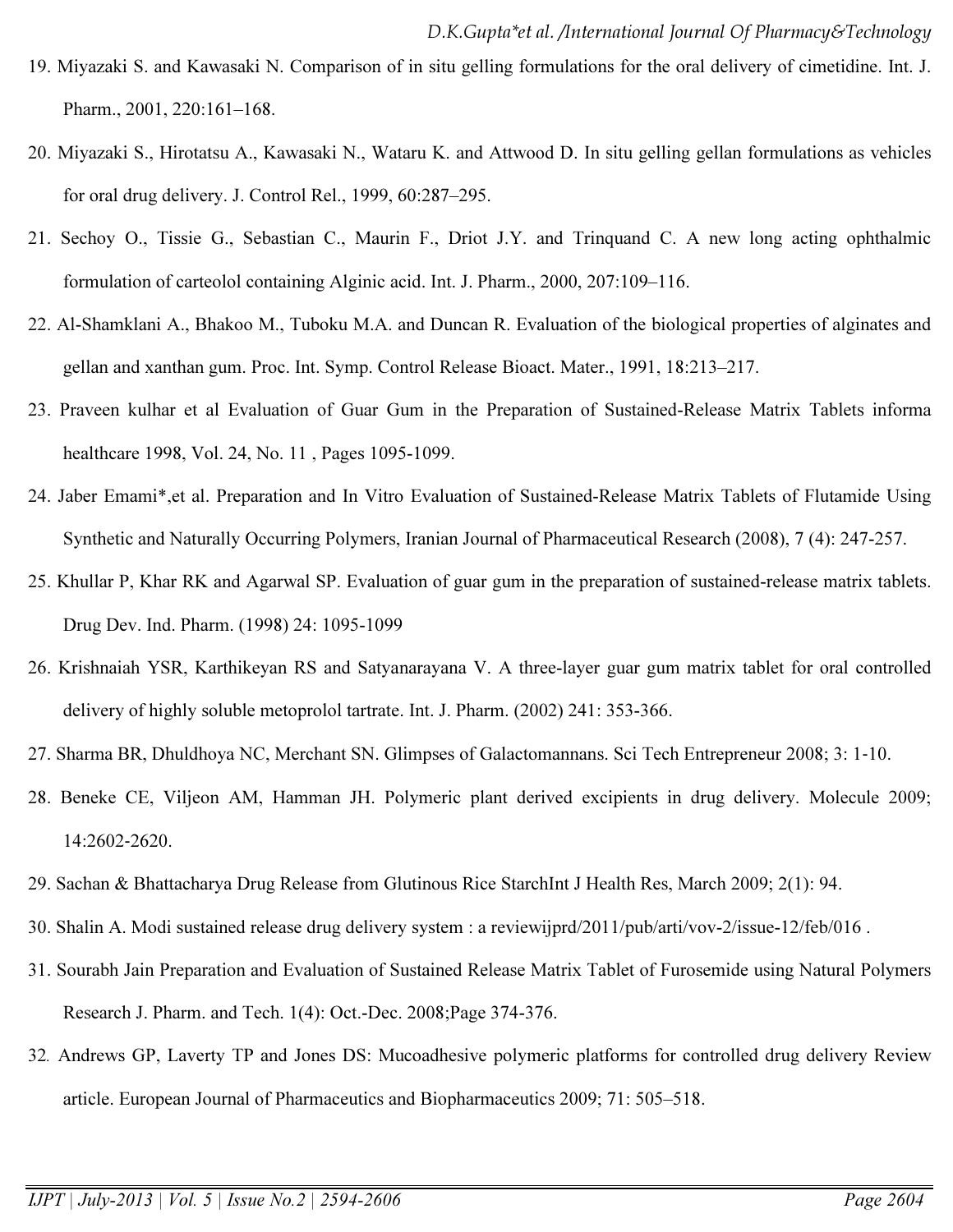19. Miyazaki S. and Kawasaki N. Comparison of in situ gelling formulations for the oral delivery of cimetidine. Int. J. Pharm., 2001, 220:161–168.
20. Miyazaki S., Hirotatsu A., Kawasaki N., Wataru K. and Attwood D. In situ gelling gellan formulations as vehicles for oral drug delivery. J. Control Rel., 1999, 60:287–295.
21. Sechoy O., Tissie G., Sebastian C., Maurin F., Driot J.Y. and Trinquand C. A new long acting ophthalmic formulation of carteolol containing Alginic acid. Int. J. Pharm., 2000, 207:109–116.
22. Al-Shamklani A., Bhakoo M., Tuboku M.A. and Duncan R. Evaluation of the biological properties of alginates and gellan and xanthan gum. Proc. Int. Symp. Control Release Bioact. Mater., 1991, 18:213–217.
23. Praveen kulhar et al Evaluation of Guar Gum in the Preparation of Sustained-Release Matrix Tablets informa healthcare 1998, Vol. 24, No. 11 , Pages 1095-1099.
24. Jaber Emami*,et al. Preparation and In Vitro Evaluation of Sustained-Release Matrix Tablets of Flutamide Using Synthetic and Naturally Occurring Polymers, Iranian Journal of Pharmaceutical Research (2008), 7 (4): 247-257.
25. Khullar P, Khar RK and Agarwal SP. Evaluation of guar gum in the preparation of sustained-release matrix tablets. Drug Dev. Ind. Pharm. (1998) 24: 1095-1099
26. Krishnaiah YSR, Karthikeyan RS and Satyanarayana V. A three-layer guar gum matrix tablet for oral controlled delivery of highly soluble metoprolol tartrate. Int. J. Pharm. (2002) 241: 353-366.
27. Sharma BR, Dhuldhoya NC, Merchant SN. Glimpses of Galactomannans. Sci Tech Entrepreneur 2008; 3: 1-10.
28. Beneke CE, Viljeon AM, Hamman JH. Polymeric plant derived excipients in drug delivery. Molecule 2009; 14:2602-2620.
29. Sachan & Bhattacharya Drug Release from Glutinous Rice StarchInt J Health Res, March 2009; 2(1): 94.
30. Shalin A. Modi sustained release drug delivery system : a reviewijprd/2011/pub/arti/vov-2/issue-12/feb/016 .
31. Sourabh Jain Preparation and Evaluation of Sustained Release Matrix Tablet of Furosemide using Natural Polymers Research J. Pharm. and Tech. 1(4): Oct.-Dec. 2008;Page 374-376.
32. Andrews GP, Laverty TP and Jones DS: Mucoadhesive polymeric platforms for controlled drug delivery Review article. European Journal of Pharmaceutics and Biopharmaceutics 2009; 71: 505–518.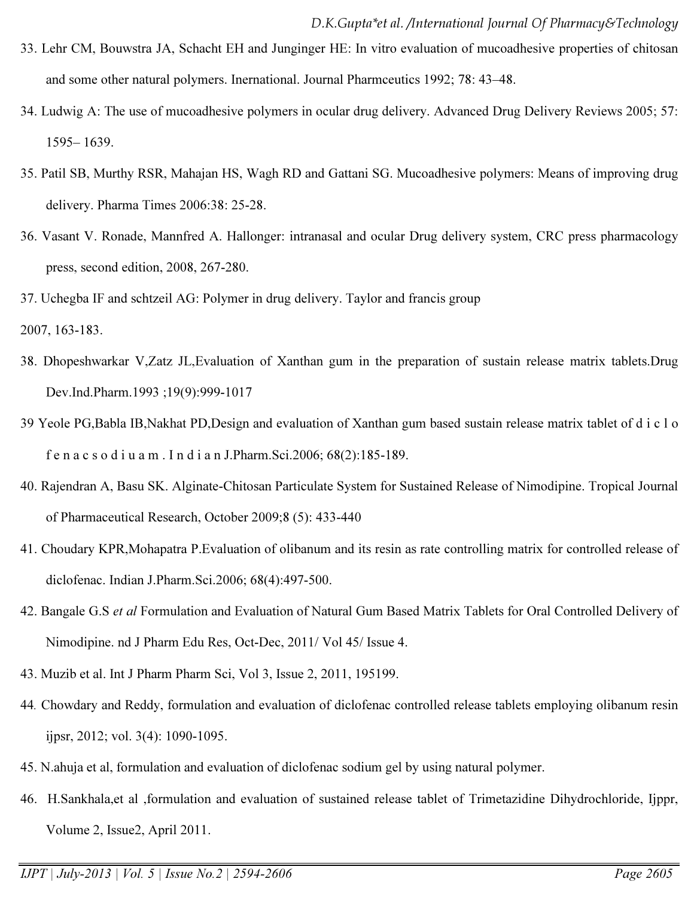33. Lehr CM, Bouwstra JA, Schacht EH and Junginger HE: In vitro evaluation of mucoadhesive properties of chitosan and some other natural polymers. Inernational. Journal Pharmceutics 1992; 78: 43–48.

34. Ludwig A: The use of mucoadhesive polymers in ocular drug delivery. Advanced Drug Delivery Reviews 2005; 57: 1595– 1639.

35. Patil SB, Murthy RSR, Mahajan HS, Wagh RD and Gattani SG. Mucoadhesive polymers: Means of improving drug delivery. Pharma Times 2006:38: 25-28.

36. Vasant V. Ronade, Mannfred A. Hallonger: intranasal and ocular Drug delivery system, CRC press pharmacology press, second edition, 2008, 267-280.

37. Uchegba IF and schtzeil AG: Polymer in drug delivery. Taylor and francis group
2007, 163-183.

38. Dhopeshwarkar V,Zatz JL,Evaluation of Xanthan gum in the preparation of sustain release matrix tablets.Drug Dev.Ind.Pharm.1993 ;19(9):999-1017

39 Yeole PG,Babla IB,Nakhat PD,Design and evaluation of Xanthan gum based sustain release matrix tablet of d i c l o f e n a c s o d i u a m . I n d i a n J.Pharm.Sci.2006; 68(2):185-189.

40. Rajendran A, Basu SK. Alginate-Chitosan Particulate System for Sustained Release of Nimodipine. Tropical Journal of Pharmaceutical Research, October 2009;8 (5): 433-440

41. Choudary KPR,Mohapatra P.Evaluation of olibanum and its resin as rate controlling matrix for controlled release of diclofenac. Indian J.Pharm.Sci.2006; 68(4):497-500.

42. Bangale G.S *et al* Formulation and Evaluation of Natural Gum Based Matrix Tablets for Oral Controlled Delivery of Nimodipine. nd J Pharm Edu Res, Oct-Dec, 2011/ Vol 45/ Issue 4.

43. Muzib et al. Int J Pharm Pharm Sci, Vol 3, Issue 2, 2011, 195199.

44. Chowdary and Reddy, formulation and evaluation of diclofenac controlled release tablets employing olibanum resin ijpsr, 2012; vol. 3(4): 1090-1095.

45. N.ahuja et al, formulation and evaluation of diclofenac sodium gel by using natural polymer.

46. H.Sankhala,et al ,formulation and evaluation of sustained release tablet of Trimetazidine Dihydrochloride, Ijppr, Volume 2, Issue2, April 2011.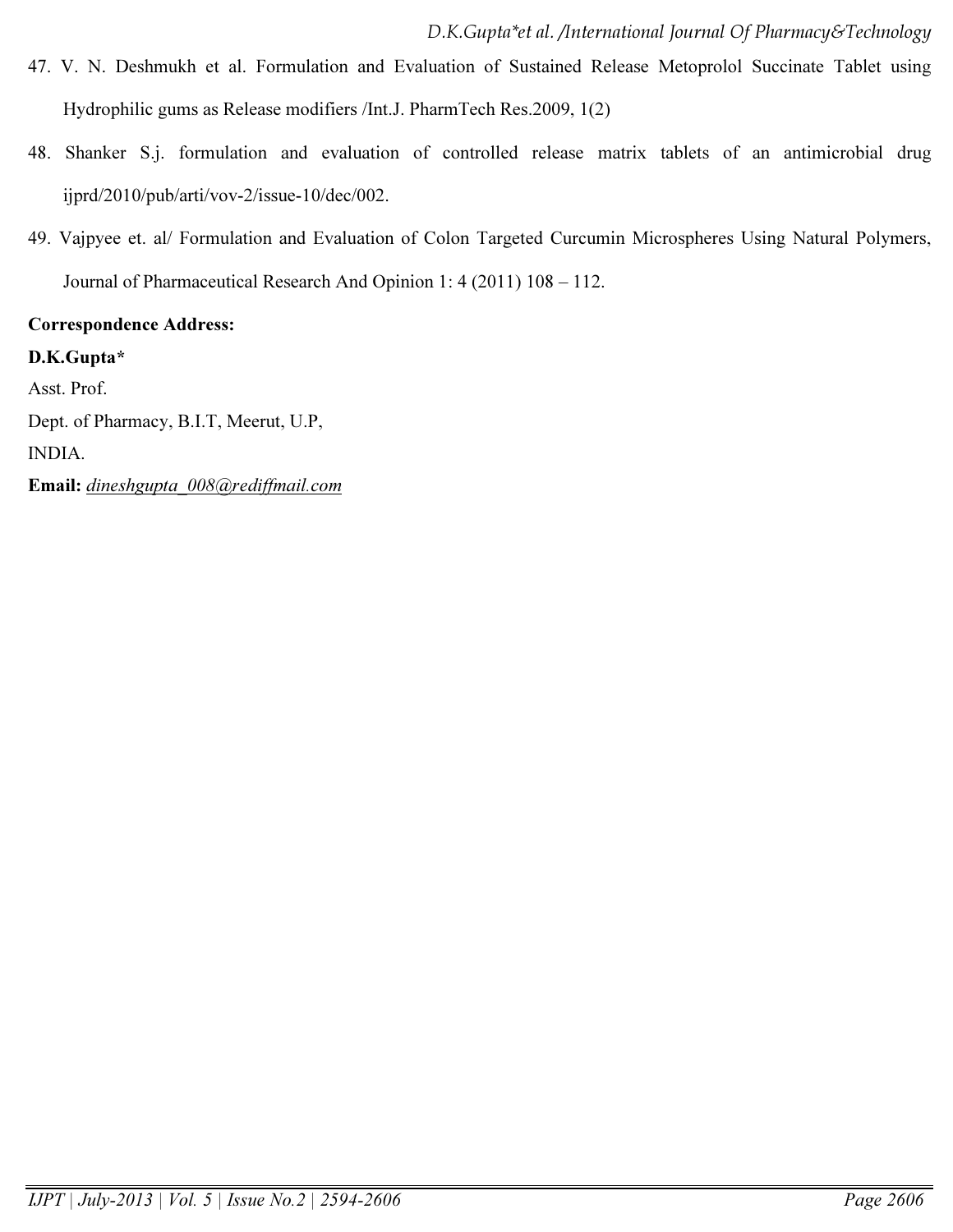47. V. N. Deshmukh et al. Formulation and Evaluation of Sustained Release Metoprolol Succinate Tablet using Hydrophilic gums as Release modifiers /Int.J. PharmTech Res.2009, 1(2)

48. Shanker S.j. formulation and evaluation of controlled release matrix tablets of an antimicrobial drug ijprd/2010/pub/arti/vov-2/issue-10/dec/002.

49. Vajpyee et. al/ Formulation and Evaluation of Colon Targeted Curcumin Microspheres Using Natural Polymers, Journal of Pharmaceutical Research And Opinion 1: 4 (2011) 108 – 112.

**Correspondence Address:**

**D.K.Gupta***

Asst. Prof.

Dept. of Pharmacy, B.I.T, Meerut, U.P,

INDIA.

**Email:** dineshgupta_008@rediffmail.com